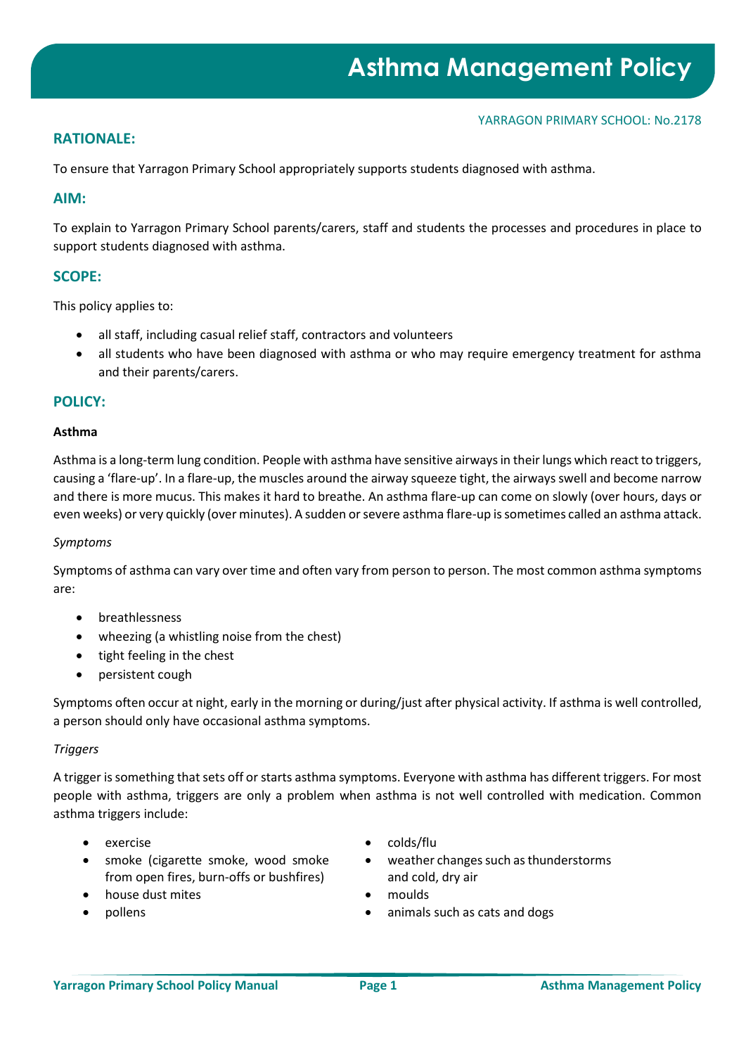# Asthma Management Policy

YARRAGON PRIMARY SCHOOL: No.2178

## RATIONALE:

To ensure that Yarragon Primary School appropriately supports students diagnosed with asthma.

## AIM:

To explain to Yarragon Primary School parents/carers, staff and students the processes and procedures in place to support students diagnosed with asthma.

## SCOPE:

This policy applies to:

- all staff, including casual relief staff, contractors and volunteers
- all students who have been diagnosed with asthma or who may require emergency treatment for asthma and their parents/carers.

## POLICY:

**Asthma**

Asthma is a long-term lung condition. People with asthma have sensitive airways in their lungs which react to triggers, causing a 'flare-up'. In a flare-up, the muscles around the airway squeeze tight, the airways swell and become narrow and there is more mucus. This makes it hard to breathe. An asthma flare-up can come on slowly (over hours, days or even weeks) or very quickly (over minutes). A sudden or severe asthma flare-up is sometimes called an asthma attack.

*Symptoms*

Symptoms of asthma can vary over time and often vary from person to person. The most common asthma symptoms are:

- breathlessness
- wheezing (a whistling noise from the chest)
- tight feeling in the chest
- persistent cough

Symptoms often occur at night, early in the morning or during/just after physical activity. If asthma is well controlled, a person should only have occasional asthma symptoms.

*Triggers*

A trigger is something that sets off or starts asthma symptoms. Everyone with asthma has different triggers. For most people with asthma, triggers are only a problem when asthma is not well controlled with medication. Common asthma triggers include:

- exercise
- smoke (cigarette smoke, wood smoke from open fires, burn-offs or bushfires)
- house dust mites
- pollens
- colds/flu
- weather changes such as thunderstorms and cold, dry air
- moulds
- animals such as cats and dogs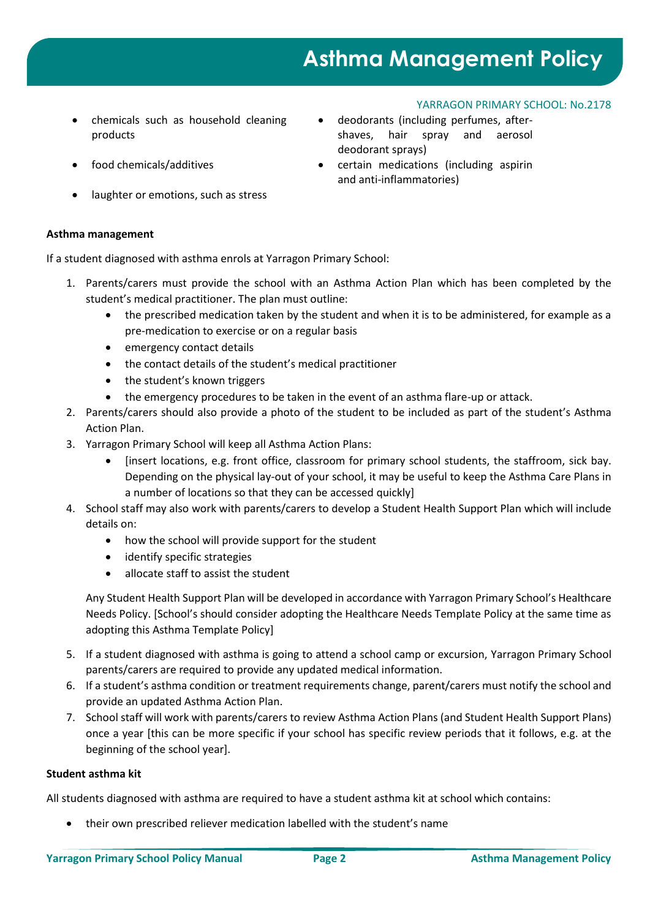- chemicals such as household cleaning products
- food chemicals/additives
- laughter or emotions, such as stress
- deodorants (including perfumes, after-shaves, hair spray and aerosol deodorant sprays)
- certain medications (including aspirin and anti-inflammatories)

**Asthma management**

If a student diagnosed with asthma enrols at Yarragon Primary School:

1. Parents/carers must provide the school with an Asthma Action Plan which has been completed by the student's medical practitioner. The plan must outline:
   - the prescribed medication taken by the student and when it is to be administered, for example as a pre-medication to exercise or on a regular basis
   - emergency contact details
   - the contact details of the student's medical practitioner
   - the student's known triggers
   - the emergency procedures to be taken in the event of an asthma flare-up or attack.
2. Parents/carers should also provide a photo of the student to be included as part of the student's Asthma Action Plan.
3. Yarragon Primary School will keep all Asthma Action Plans:
   - [insert locations, e.g. front office, classroom for primary school students, the staffroom, sick bay. Depending on the physical lay-out of your school, it may be useful to keep the Asthma Care Plans in a number of locations so that they can be accessed quickly]
4. School staff may also work with parents/carers to develop a Student Health Support Plan which will include details on:
   - how the school will provide support for the student
   - identify specific strategies
   - allocate staff to assist the student

   Any Student Health Support Plan will be developed in accordance with Yarragon Primary School's Healthcare Needs Policy. [School's should consider adopting the Healthcare Needs Template Policy at the same time as adopting this Asthma Template Policy]
5. If a student diagnosed with asthma is going to attend a school camp or excursion, Yarragon Primary School parents/carers are required to provide any updated medical information.
6. If a student's asthma condition or treatment requirements change, parent/carers must notify the school and provide an updated Asthma Action Plan.
7. School staff will work with parents/carers to review Asthma Action Plans (and Student Health Support Plans) once a year [this can be more specific if your school has specific review periods that it follows, e.g. at the beginning of the school year].

**Student asthma kit**

All students diagnosed with asthma are required to have a student asthma kit at school which contains:

- their own prescribed reliever medication labelled with the student's name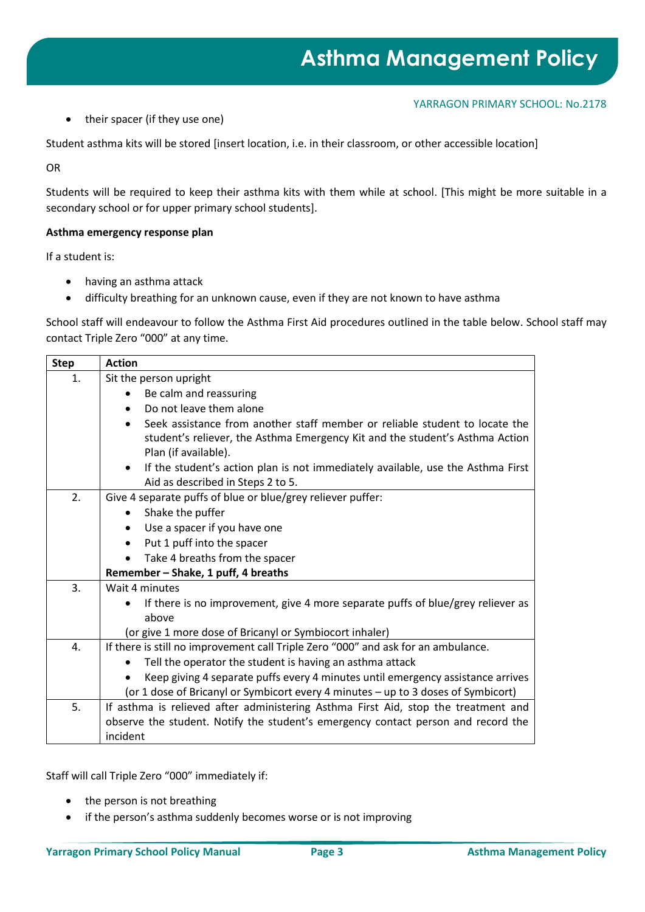- their spacer (if they use one)

Student asthma kits will be stored [insert location, i.e. in their classroom, or other accessible location]

OR

Students will be required to keep their asthma kits with them while at school. [This might be more suitable in a secondary school or for upper primary school students].

**Asthma emergency response plan**

If a student is:

- having an asthma attack
- difficulty breathing for an unknown cause, even if they are not known to have asthma

School staff will endeavour to follow the Asthma First Aid procedures outlined in the table below. School staff may contact Triple Zero "000" at any time.

| Step | Action |
|---|---|
| 1. | Sit the person upright<br>• Be calm and reassuring<br>• Do not leave them alone<br>• Seek assistance from another staff member or reliable student to locate the student's reliever, the Asthma Emergency Kit and the student's Asthma Action Plan (if available).<br>• If the student's action plan is not immediately available, use the Asthma First Aid as described in Steps 2 to 5. |
| 2. | Give 4 separate puffs of blue or blue/grey reliever puffer:<br>• Shake the puffer<br>• Use a spacer if you have one<br>• Put 1 puff into the spacer<br>• Take 4 breaths from the spacer<br>**Remember – Shake, 1 puff, 4 breaths** |
| 3. | Wait 4 minutes<br>• If there is no improvement, give 4 more separate puffs of blue/grey reliever as above<br>(or give 1 more dose of Bricanyl or Symbiocort inhaler) |
| 4. | If there is still no improvement call Triple Zero "000" and ask for an ambulance.<br>• Tell the operator the student is having an asthma attack<br>• Keep giving 4 separate puffs every 4 minutes until emergency assistance arrives<br>(or 1 dose of Bricanyl or Symbicort every 4 minutes – up to 3 doses of Symbicort) |
| 5. | If asthma is relieved after administering Asthma First Aid, stop the treatment and observe the student. Notify the student's emergency contact person and record the incident |

Staff will call Triple Zero "000" immediately if:

- the person is not breathing
- if the person's asthma suddenly becomes worse or is not improving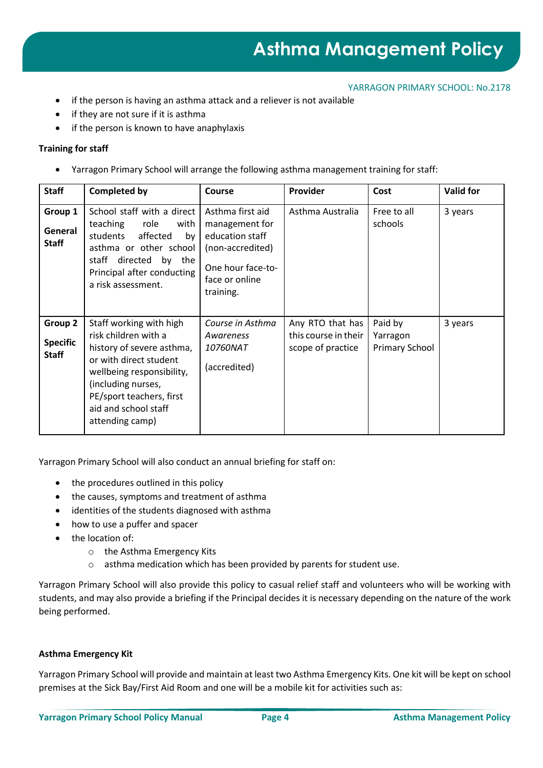- if the person is having an asthma attack and a reliever is not available
- if they are not sure if it is asthma
- if the person is known to have anaphylaxis

**Training for staff**

- Yarragon Primary School will arrange the following asthma management training for staff:

| Staff | Completed by | Course | Provider | Cost | Valid for |
|---|---|---|---|---|---|
| **Group 1** **General Staff** | School staff with a direct teaching role with students affected by asthma or other school staff directed by the Principal after conducting a risk assessment. | Asthma first aid management for education staff (non-accredited) One hour face-to-face or online training. | Asthma Australia | Free to all schools | 3 years |
| **Group 2** **Specific Staff** | Staff working with high risk children with a history of severe asthma, or with direct student wellbeing responsibility, (including nurses, PE/sport teachers, first aid and school staff attending camp) | *Course in Asthma Awareness 10760NAT* (accredited) | Any RTO that has this course in their scope of practice | Paid by Yarragon Primary School | 3 years |

Yarragon Primary School will also conduct an annual briefing for staff on:

- the procedures outlined in this policy
- the causes, symptoms and treatment of asthma
- identities of the students diagnosed with asthma
- how to use a puffer and spacer
- the location of:
  - the Asthma Emergency Kits
  - asthma medication which has been provided by parents for student use.

Yarragon Primary School will also provide this policy to casual relief staff and volunteers who will be working with students, and may also provide a briefing if the Principal decides it is necessary depending on the nature of the work being performed.

**Asthma Emergency Kit**

Yarragon Primary School will provide and maintain at least two Asthma Emergency Kits. One kit will be kept on school premises at the Sick Bay/First Aid Room and one will be a mobile kit for activities such as: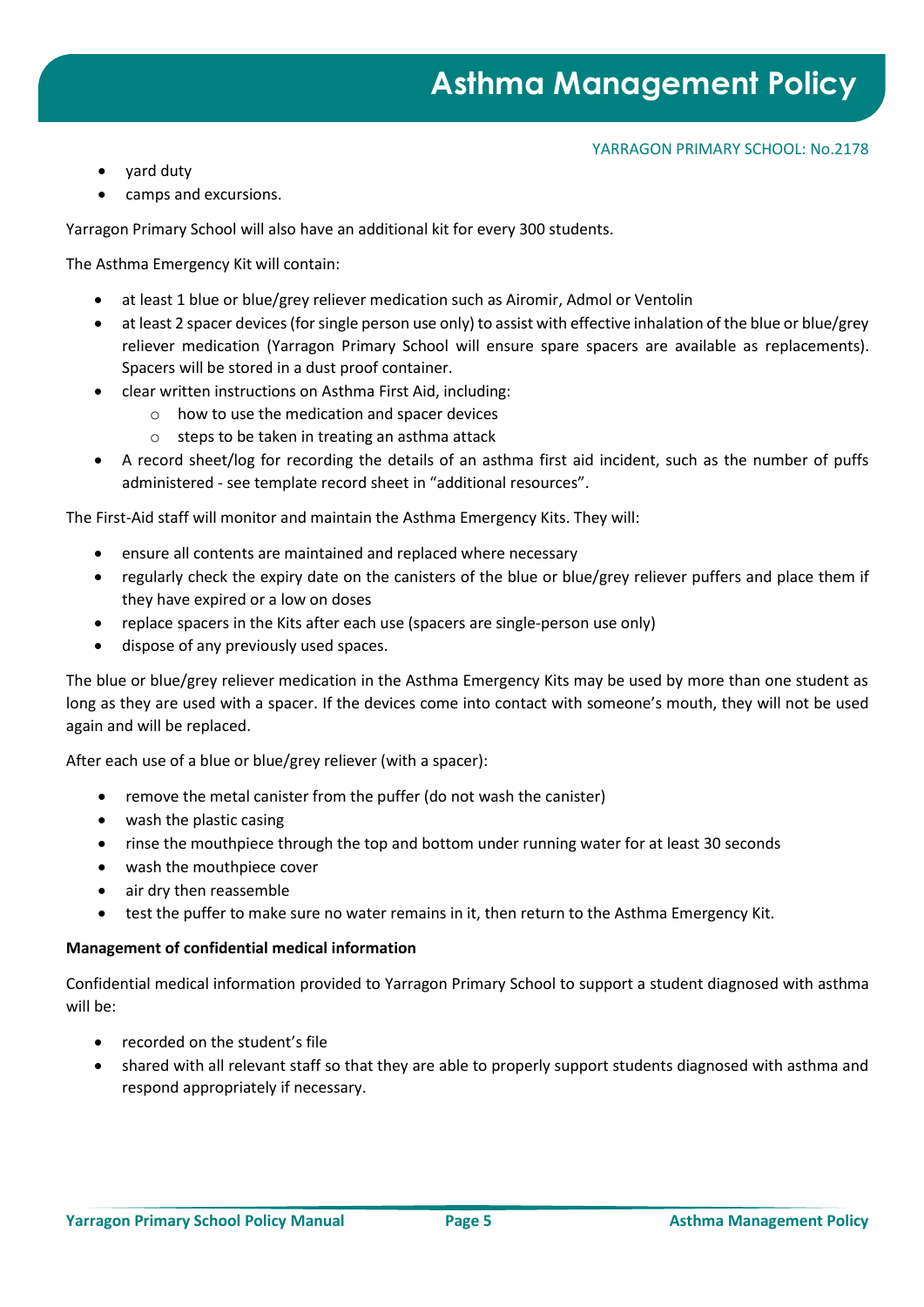- yard duty
- camps and excursions.

Yarragon Primary School will also have an additional kit for every 300 students.

The Asthma Emergency Kit will contain:

- at least 1 blue or blue/grey reliever medication such as Airomir, Admol or Ventolin
- at least 2 spacer devices (for single person use only) to assist with effective inhalation of the blue or blue/grey reliever medication (Yarragon Primary School will ensure spare spacers are available as replacements). Spacers will be stored in a dust proof container.
- clear written instructions on Asthma First Aid, including:
    - how to use the medication and spacer devices
    - steps to be taken in treating an asthma attack
- A record sheet/log for recording the details of an asthma first aid incident, such as the number of puffs administered - see template record sheet in "additional resources".

The First-Aid staff will monitor and maintain the Asthma Emergency Kits. They will:

- ensure all contents are maintained and replaced where necessary
- regularly check the expiry date on the canisters of the blue or blue/grey reliever puffers and place them if they have expired or a low on doses
- replace spacers in the Kits after each use (spacers are single-person use only)
- dispose of any previously used spaces.

The blue or blue/grey reliever medication in the Asthma Emergency Kits may be used by more than one student as long as they are used with a spacer. If the devices come into contact with someone's mouth, they will not be used again and will be replaced.

After each use of a blue or blue/grey reliever (with a spacer):

- remove the metal canister from the puffer (do not wash the canister)
- wash the plastic casing
- rinse the mouthpiece through the top and bottom under running water for at least 30 seconds
- wash the mouthpiece cover
- air dry then reassemble
- test the puffer to make sure no water remains in it, then return to the Asthma Emergency Kit.

**Management of confidential medical information**

Confidential medical information provided to Yarragon Primary School to support a student diagnosed with asthma will be:

- recorded on the student's file
- shared with all relevant staff so that they are able to properly support students diagnosed with asthma and respond appropriately if necessary.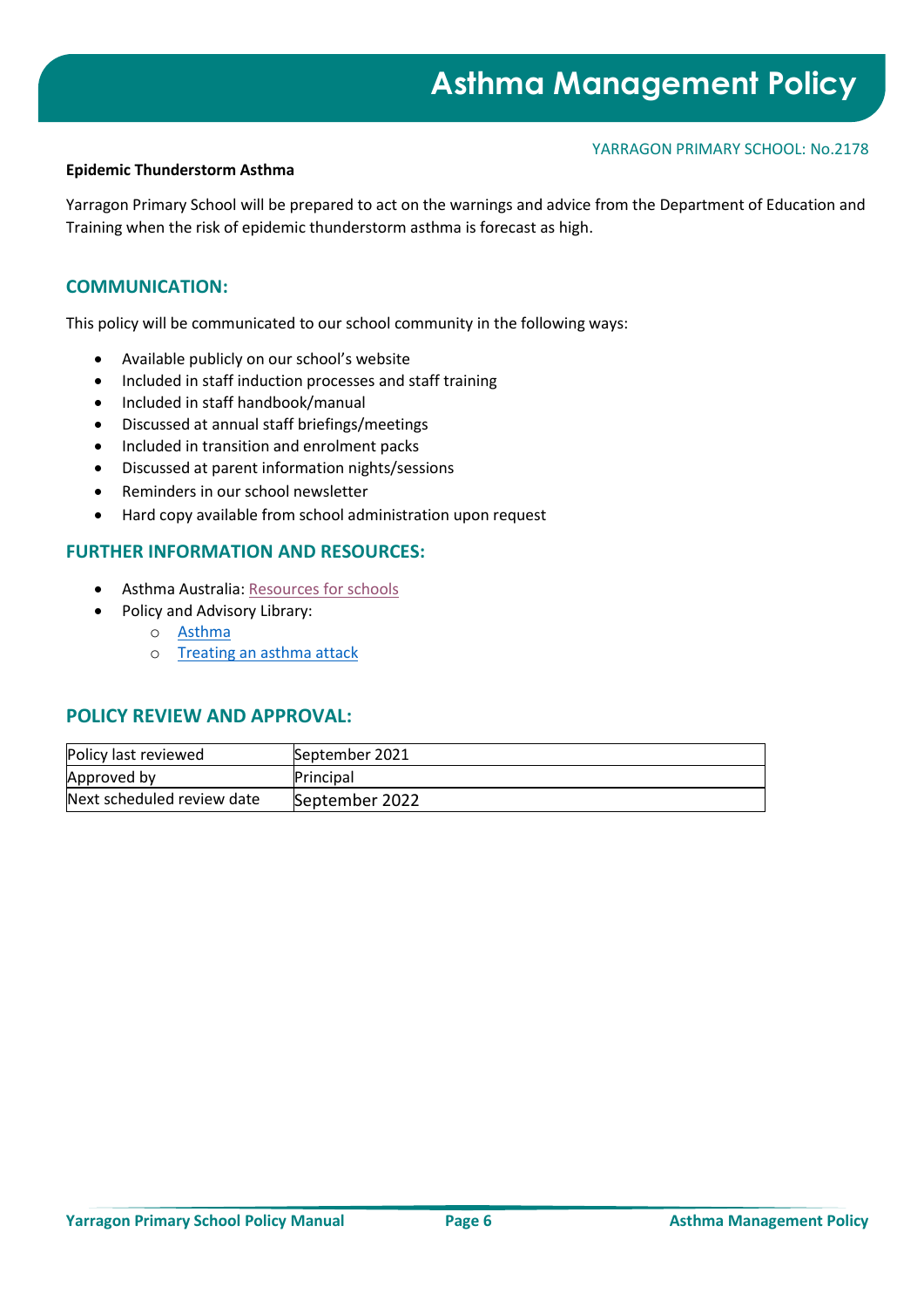**Epidemic Thunderstorm Asthma**

Yarragon Primary School will be prepared to act on the warnings and advice from the Department of Education and Training when the risk of epidemic thunderstorm asthma is forecast as high.

## COMMUNICATION:

This policy will be communicated to our school community in the following ways:

- Available publicly on our school's website
- Included in staff induction processes and staff training
- Included in staff handbook/manual
- Discussed at annual staff briefings/meetings
- Included in transition and enrolment packs
- Discussed at parent information nights/sessions
- Reminders in our school newsletter
- Hard copy available from school administration upon request

## FURTHER INFORMATION AND RESOURCES:

- Asthma Australia: Resources for schools
- Policy and Advisory Library:
    - Asthma
    - Treating an asthma attack

## POLICY REVIEW AND APPROVAL:

| | |
|---|---|
| Policy last reviewed | September 2021 |
| Approved by | Principal |
| Next scheduled review date | September 2022 |